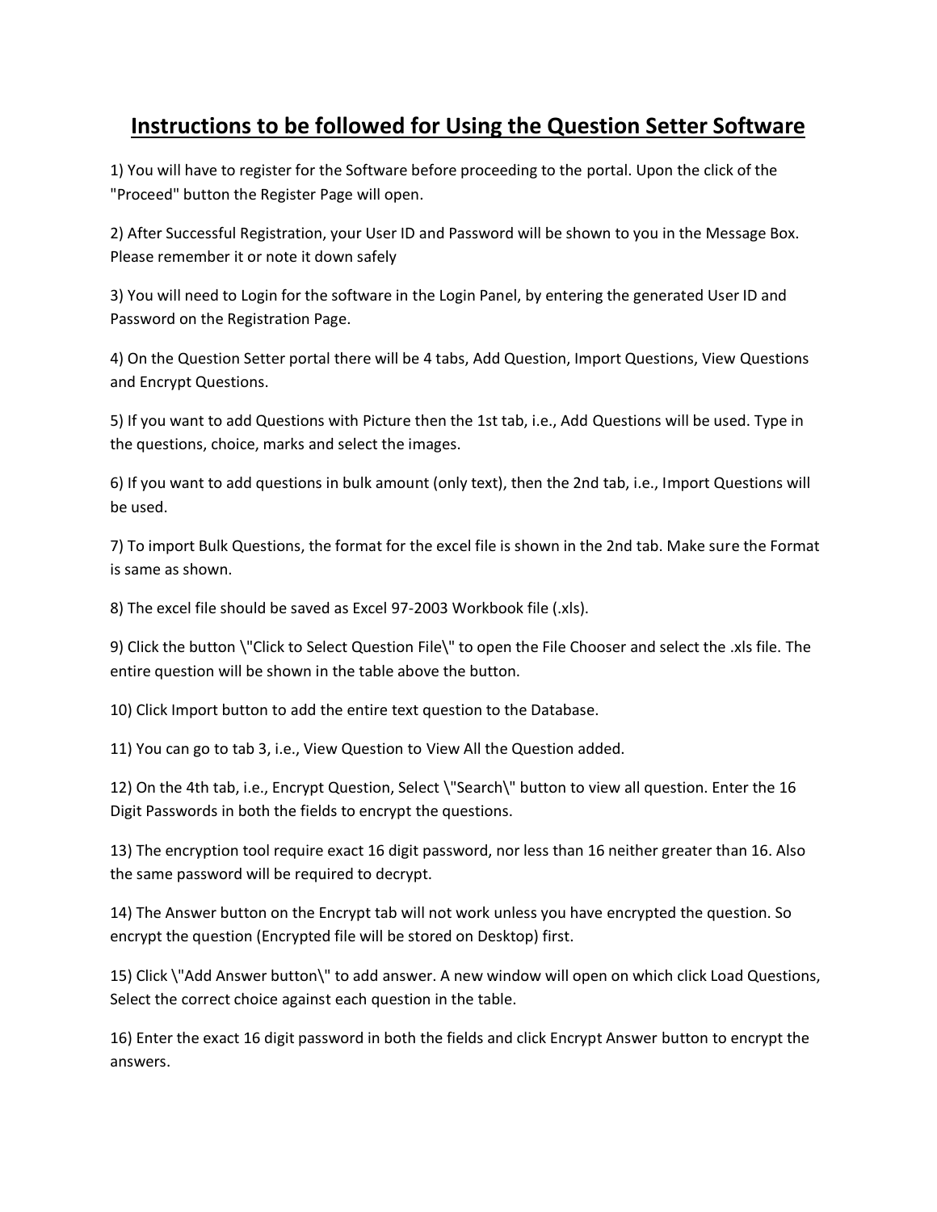# Instructions to be followed for Using the Question Setter Software

1) You will have to register for the Software before proceeding to the portal. Upon the click of the "Proceed" button the Register Page will open.

2) After Successful Registration, your User ID and Password will be shown to you in the Message Box. Please remember it or note it down safely

3) You will need to Login for the software in the Login Panel, by entering the generated User ID and Password on the Registration Page.

4) On the Question Setter portal there will be 4 tabs, Add Question, Import Questions, View Questions and Encrypt Questions.

5) If you want to add Questions with Picture then the 1st tab, i.e., Add Questions will be used. Type in the questions, choice, marks and select the images.

6) If you want to add questions in bulk amount (only text), then the 2nd tab, i.e., Import Questions will be used.

7) To import Bulk Questions, the format for the excel file is shown in the 2nd tab. Make sure the Format is same as shown.

8) The excel file should be saved as Excel 97-2003 Workbook file (.xls).

9) Click the button \"Click to Select Question File\" to open the File Chooser and select the .xls file. The entire question will be shown in the table above the button.

10) Click Import button to add the entire text question to the Database.

11) You can go to tab 3, i.e., View Question to View All the Question added.

12) On the 4th tab, i.e., Encrypt Question, Select \"Search\" button to view all question. Enter the 16 Digit Passwords in both the fields to encrypt the questions.

13) The encryption tool require exact 16 digit password, nor less than 16 neither greater than 16. Also the same password will be required to decrypt.

14) The Answer button on the Encrypt tab will not work unless you have encrypted the question. So encrypt the question (Encrypted file will be stored on Desktop) first.

15) Click \"Add Answer button\" to add answer. A new window will open on which click Load Questions, Select the correct choice against each question in the table.

16) Enter the exact 16 digit password in both the fields and click Encrypt Answer button to encrypt the answers.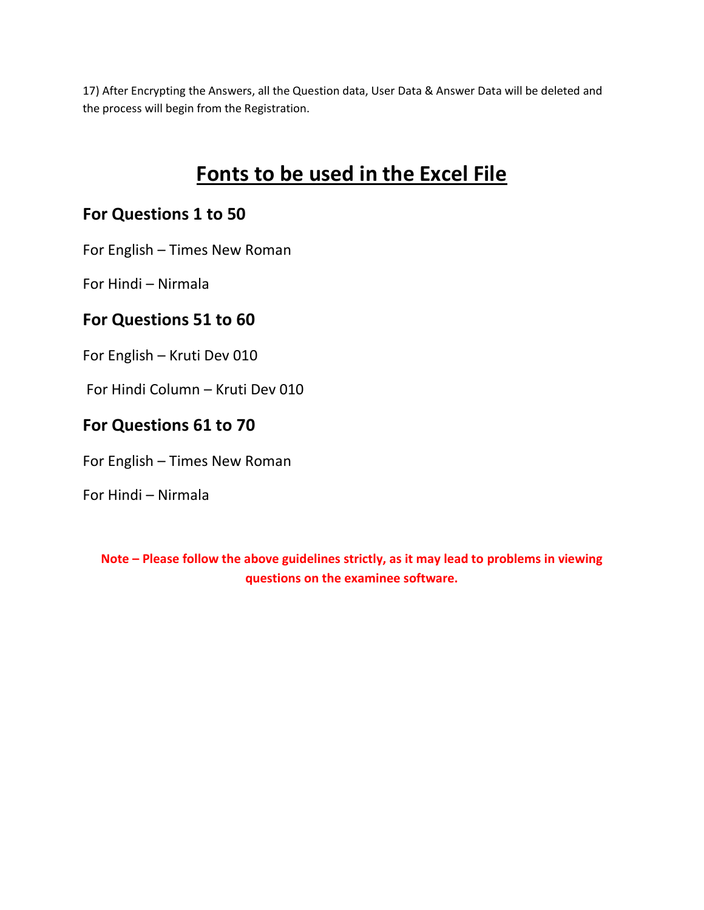17) After Encrypting the Answers, all the Question data, User Data & Answer Data will be deleted and the process will begin from the Registration.

# Fonts to be used in the Excel File

## For Questions 1 to 50

For English – Times New Roman

For Hindi – Nirmala

## For Questions 51 to 60

For English – Kruti Dev 010

For Hindi Column – Kruti Dev 010

## For Questions 61 to 70

For English – Times New Roman

For Hindi – Nirmala

**Note – Please follow the above guidelines strictly, as it may lead to problems in viewing questions on the examinee software.**